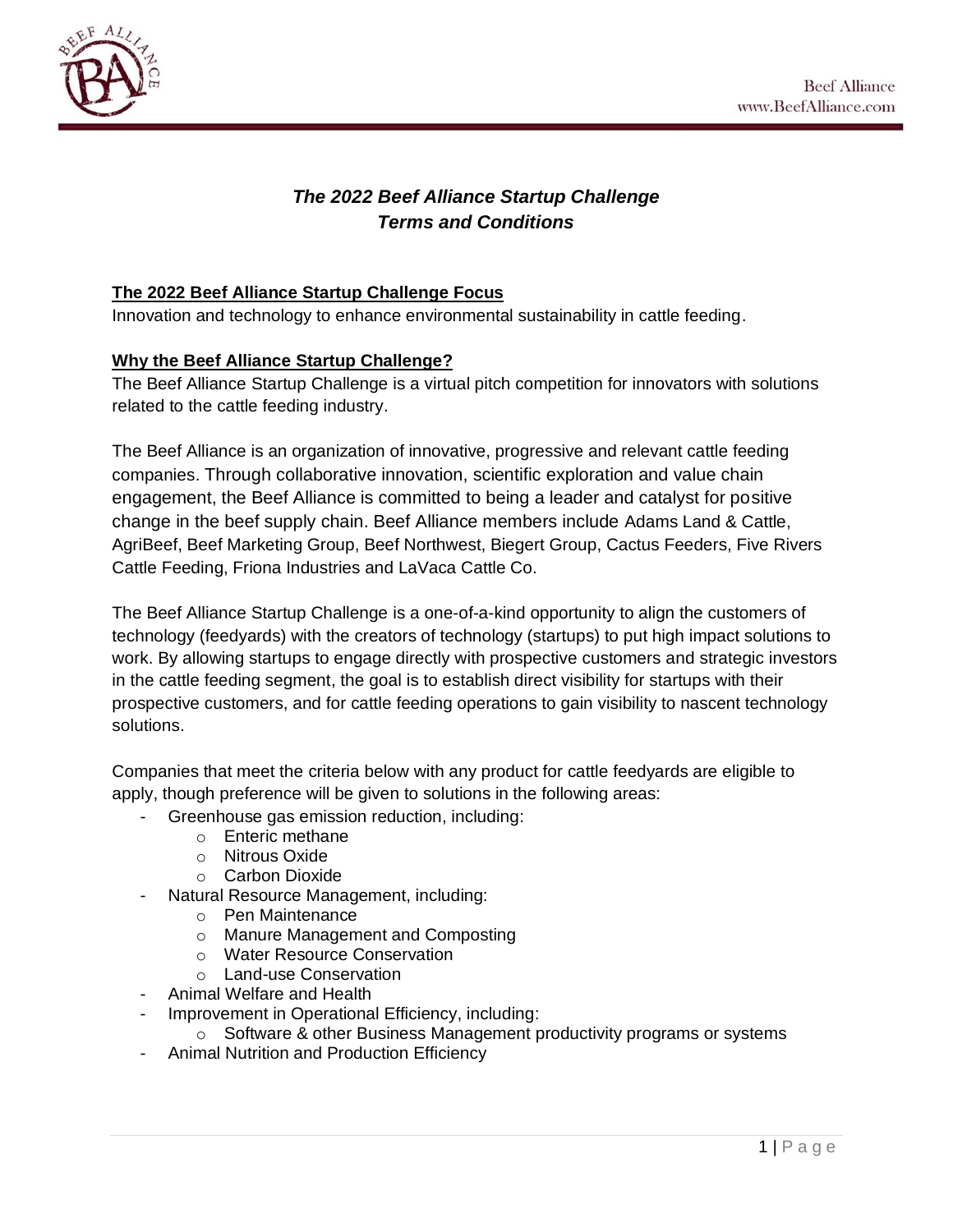# *The 2022 Beef Alliance Startup Challenge Terms and Conditions*

## The 2022 Beef Alliance Startup Challenge Focus

Innovation and technology to enhance environmental sustainability in cattle feeding.

## Why the Beef Alliance Startup Challenge?

The Beef Alliance Startup Challenge is a virtual pitch competition for innovators with solutions related to the cattle feeding industry.

The Beef Alliance is an organization of innovative, progressive and relevant cattle feeding companies. Through collaborative innovation, scientific exploration and value chain engagement, the Beef Alliance is committed to being a leader and catalyst for positive change in the beef supply chain. Beef Alliance members include Adams Land & Cattle, AgriBeef, Beef Marketing Group, Beef Northwest, Biegert Group, Cactus Feeders, Five Rivers Cattle Feeding, Friona Industries and LaVaca Cattle Co.

The Beef Alliance Startup Challenge is a one-of-a-kind opportunity to align the customers of technology (feedyards) with the creators of technology (startups) to put high impact solutions to work. By allowing startups to engage directly with prospective customers and strategic investors in the cattle feeding segment, the goal is to establish direct visibility for startups with their prospective customers, and for cattle feeding operations to gain visibility to nascent technology solutions.

Companies that meet the criteria below with any product for cattle feedyards are eligible to apply, though preference will be given to solutions in the following areas:

- Greenhouse gas emission reduction, including:
  - Enteric methane
  - Nitrous Oxide
  - Carbon Dioxide
- Natural Resource Management, including:
  - Pen Maintenance
  - Manure Management and Composting
  - Water Resource Conservation
  - Land-use Conservation
- Animal Welfare and Health
- Improvement in Operational Efficiency, including:
  - Software & other Business Management productivity programs or systems
- Animal Nutrition and Production Efficiency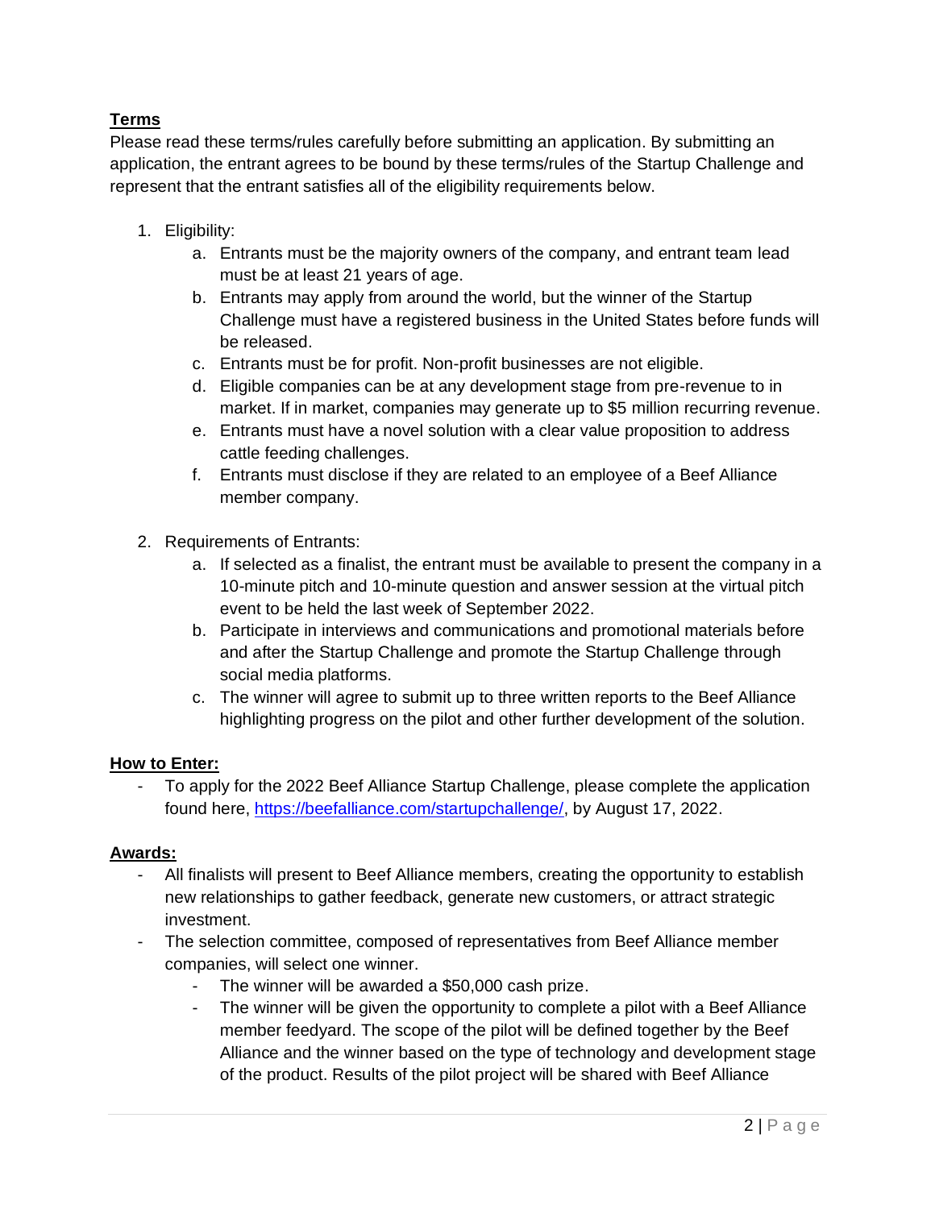**Terms**

Please read these terms/rules carefully before submitting an application. By submitting an application, the entrant agrees to be bound by these terms/rules of the Startup Challenge and represent that the entrant satisfies all of the eligibility requirements below.

1. Eligibility:
    a. Entrants must be the majority owners of the company, and entrant team lead must be at least 21 years of age.
    b. Entrants may apply from around the world, but the winner of the Startup Challenge must have a registered business in the United States before funds will be released.
    c. Entrants must be for profit. Non-profit businesses are not eligible.
    d. Eligible companies can be at any development stage from pre-revenue to in market. If in market, companies may generate up to $5 million recurring revenue.
    e. Entrants must have a novel solution with a clear value proposition to address cattle feeding challenges.
    f. Entrants must disclose if they are related to an employee of a Beef Alliance member company.

2. Requirements of Entrants:
    a. If selected as a finalist, the entrant must be available to present the company in a 10-minute pitch and 10-minute question and answer session at the virtual pitch event to be held the last week of September 2022.
    b. Participate in interviews and communications and promotional materials before and after the Startup Challenge and promote the Startup Challenge through social media platforms.
    c. The winner will agree to submit up to three written reports to the Beef Alliance highlighting progress on the pilot and other further development of the solution.

**How to Enter:**

- To apply for the 2022 Beef Alliance Startup Challenge, please complete the application found here, [https://beefalliance.com/startupchallenge/](https://beefalliance.com/startupchallenge/), by August 17, 2022.

**Awards:**

- All finalists will present to Beef Alliance members, creating the opportunity to establish new relationships to gather feedback, generate new customers, or attract strategic investment.
- The selection committee, composed of representatives from Beef Alliance member companies, will select one winner.
    - The winner will be awarded a $50,000 cash prize.
    - The winner will be given the opportunity to complete a pilot with a Beef Alliance member feedyard. The scope of the pilot will be defined together by the Beef Alliance and the winner based on the type of technology and development stage of the product. Results of the pilot project will be shared with Beef Alliance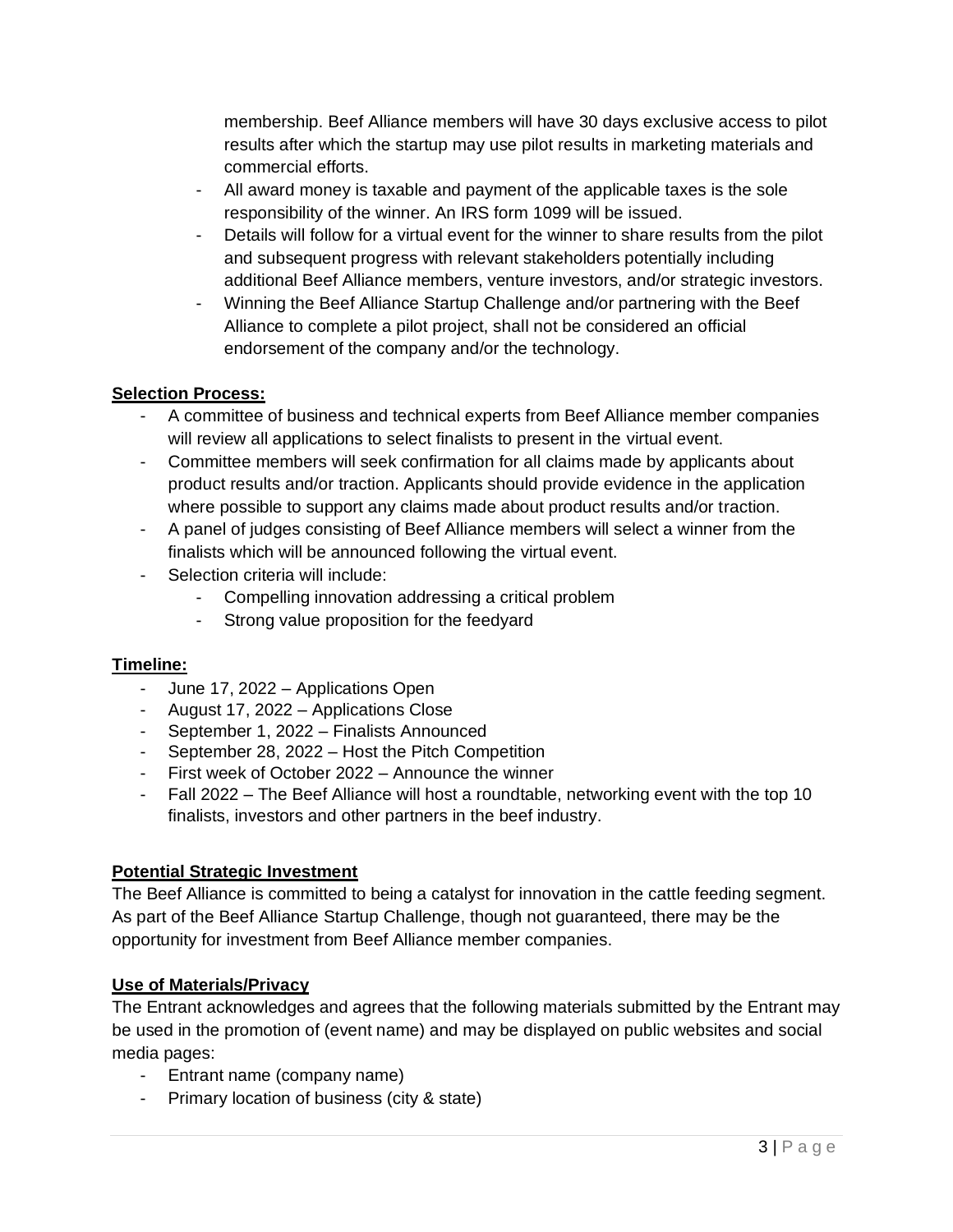membership. Beef Alliance members will have 30 days exclusive access to pilot results after which the startup may use pilot results in marketing materials and commercial efforts.

- All award money is taxable and payment of the applicable taxes is the sole responsibility of the winner. An IRS form 1099 will be issued.
- Details will follow for a virtual event for the winner to share results from the pilot and subsequent progress with relevant stakeholders potentially including additional Beef Alliance members, venture investors, and/or strategic investors.
- Winning the Beef Alliance Startup Challenge and/or partnering with the Beef Alliance to complete a pilot project, shall not be considered an official endorsement of the company and/or the technology.

**Selection Process:**

- A committee of business and technical experts from Beef Alliance member companies will review all applications to select finalists to present in the virtual event.
- Committee members will seek confirmation for all claims made by applicants about product results and/or traction. Applicants should provide evidence in the application where possible to support any claims made about product results and/or traction.
- A panel of judges consisting of Beef Alliance members will select a winner from the finalists which will be announced following the virtual event.
- Selection criteria will include:
  - Compelling innovation addressing a critical problem
  - Strong value proposition for the feedyard

**Timeline:**

- June 17, 2022 – Applications Open
- August 17, 2022 – Applications Close
- September 1, 2022 – Finalists Announced
- September 28, 2022 – Host the Pitch Competition
- First week of October 2022 – Announce the winner
- Fall 2022 – The Beef Alliance will host a roundtable, networking event with the top 10 finalists, investors and other partners in the beef industry.

**Potential Strategic Investment**

The Beef Alliance is committed to being a catalyst for innovation in the cattle feeding segment. As part of the Beef Alliance Startup Challenge, though not guaranteed, there may be the opportunity for investment from Beef Alliance member companies.

**Use of Materials/Privacy**

The Entrant acknowledges and agrees that the following materials submitted by the Entrant may be used in the promotion of (event name) and may be displayed on public websites and social media pages:

- Entrant name (company name)
- Primary location of business (city & state)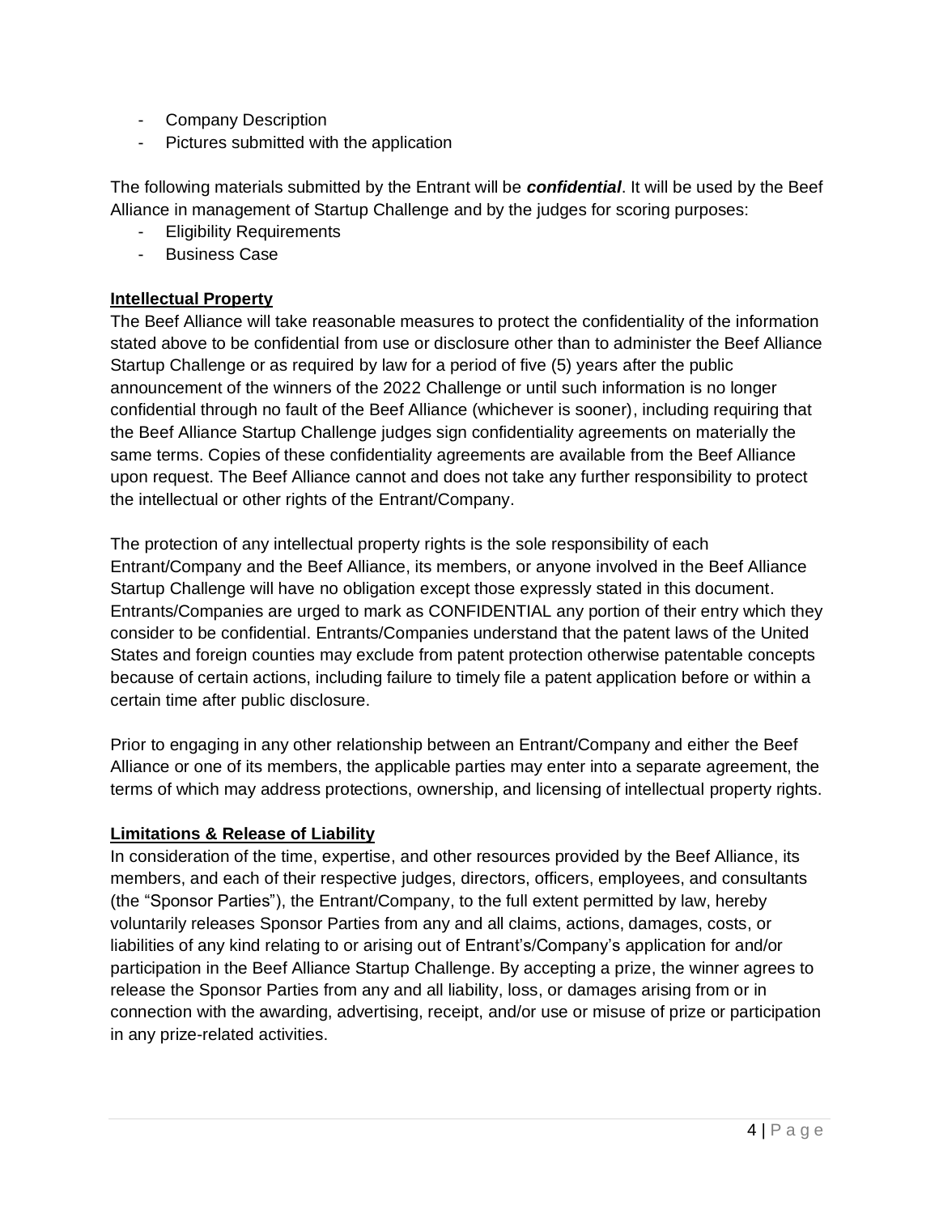- Company Description
- Pictures submitted with the application

The following materials submitted by the Entrant will be ***confidential***. It will be used by the Beef Alliance in management of Startup Challenge and by the judges for scoring purposes:

- Eligibility Requirements
- Business Case

**Intellectual Property**

The Beef Alliance will take reasonable measures to protect the confidentiality of the information stated above to be confidential from use or disclosure other than to administer the Beef Alliance Startup Challenge or as required by law for a period of five (5) years after the public announcement of the winners of the 2022 Challenge or until such information is no longer confidential through no fault of the Beef Alliance (whichever is sooner), including requiring that the Beef Alliance Startup Challenge judges sign confidentiality agreements on materially the same terms. Copies of these confidentiality agreements are available from the Beef Alliance upon request. The Beef Alliance cannot and does not take any further responsibility to protect the intellectual or other rights of the Entrant/Company.

The protection of any intellectual property rights is the sole responsibility of each Entrant/Company and the Beef Alliance, its members, or anyone involved in the Beef Alliance Startup Challenge will have no obligation except those expressly stated in this document. Entrants/Companies are urged to mark as CONFIDENTIAL any portion of their entry which they consider to be confidential. Entrants/Companies understand that the patent laws of the United States and foreign counties may exclude from patent protection otherwise patentable concepts because of certain actions, including failure to timely file a patent application before or within a certain time after public disclosure.

Prior to engaging in any other relationship between an Entrant/Company and either the Beef Alliance or one of its members, the applicable parties may enter into a separate agreement, the terms of which may address protections, ownership, and licensing of intellectual property rights.

**Limitations & Release of Liability**

In consideration of the time, expertise, and other resources provided by the Beef Alliance, its members, and each of their respective judges, directors, officers, employees, and consultants (the "Sponsor Parties"), the Entrant/Company, to the full extent permitted by law, hereby voluntarily releases Sponsor Parties from any and all claims, actions, damages, costs, or liabilities of any kind relating to or arising out of Entrant's/Company's application for and/or participation in the Beef Alliance Startup Challenge. By accepting a prize, the winner agrees to release the Sponsor Parties from any and all liability, loss, or damages arising from or in connection with the awarding, advertising, receipt, and/or use or misuse of prize or participation in any prize-related activities.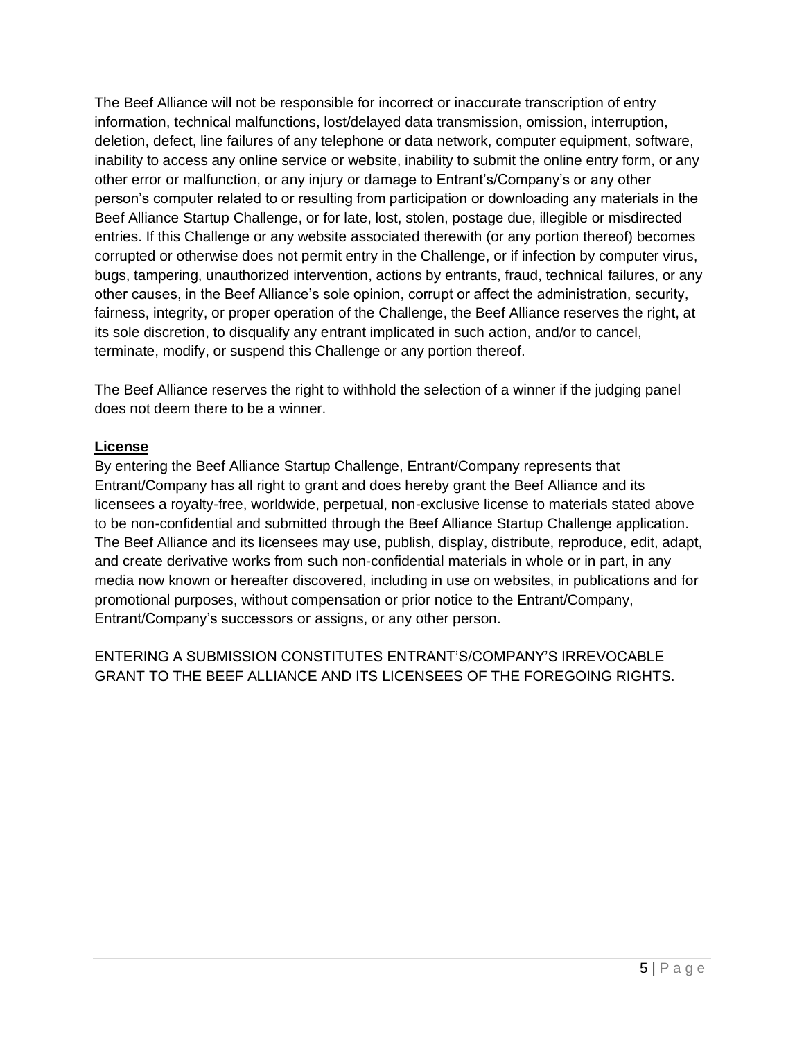The Beef Alliance will not be responsible for incorrect or inaccurate transcription of entry information, technical malfunctions, lost/delayed data transmission, omission, interruption, deletion, defect, line failures of any telephone or data network, computer equipment, software, inability to access any online service or website, inability to submit the online entry form, or any other error or malfunction, or any injury or damage to Entrant's/Company's or any other person's computer related to or resulting from participation or downloading any materials in the Beef Alliance Startup Challenge, or for late, lost, stolen, postage due, illegible or misdirected entries. If this Challenge or any website associated therewith (or any portion thereof) becomes corrupted or otherwise does not permit entry in the Challenge, or if infection by computer virus, bugs, tampering, unauthorized intervention, actions by entrants, fraud, technical failures, or any other causes, in the Beef Alliance's sole opinion, corrupt or affect the administration, security, fairness, integrity, or proper operation of the Challenge, the Beef Alliance reserves the right, at its sole discretion, to disqualify any entrant implicated in such action, and/or to cancel, terminate, modify, or suspend this Challenge or any portion thereof.

The Beef Alliance reserves the right to withhold the selection of a winner if the judging panel does not deem there to be a winner.

**License**

By entering the Beef Alliance Startup Challenge, Entrant/Company represents that Entrant/Company has all right to grant and does hereby grant the Beef Alliance and its licensees a royalty-free, worldwide, perpetual, non-exclusive license to materials stated above to be non-confidential and submitted through the Beef Alliance Startup Challenge application. The Beef Alliance and its licensees may use, publish, display, distribute, reproduce, edit, adapt, and create derivative works from such non-confidential materials in whole or in part, in any media now known or hereafter discovered, including in use on websites, in publications and for promotional purposes, without compensation or prior notice to the Entrant/Company, Entrant/Company's successors or assigns, or any other person.

ENTERING A SUBMISSION CONSTITUTES ENTRANT'S/COMPANY'S IRREVOCABLE GRANT TO THE BEEF ALLIANCE AND ITS LICENSEES OF THE FOREGOING RIGHTS.